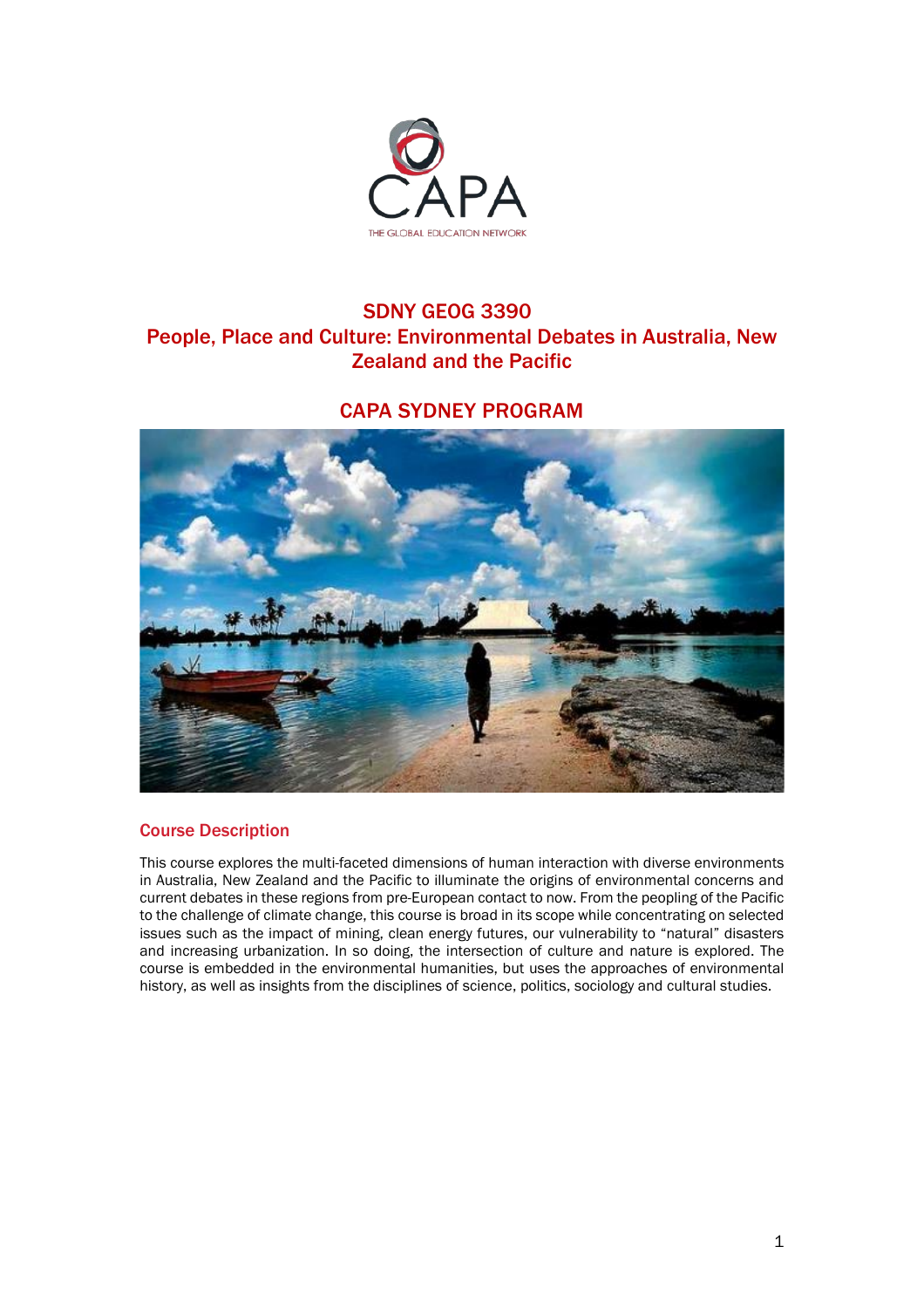CAPA

THE GLOBAL EDUCATION NETWORK

# SDNY GEOG 3390
# People, Place and Culture: Environmental Debates in Australia, New Zealand and the Pacific

## CAPA SYDNEY PROGRAM

### Course Description

This course explores the multi-faceted dimensions of human interaction with diverse environments in Australia, New Zealand and the Pacific to illuminate the origins of environmental concerns and current debates in these regions from pre-European contact to now. From the peopling of the Pacific to the challenge of climate change, this course is broad in its scope while concentrating on selected issues such as the impact of mining, clean energy futures, our vulnerability to "natural" disasters and increasing urbanization. In so doing, the intersection of culture and nature is explored. The course is embedded in the environmental humanities, but uses the approaches of environmental history, as well as insights from the disciplines of science, politics, sociology and cultural studies.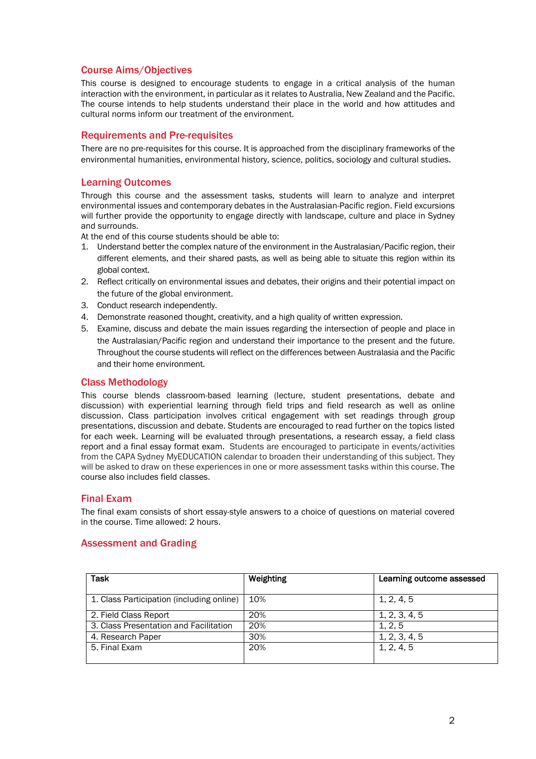## Course Aims/Objectives

This course is designed to encourage students to engage in a critical analysis of the human interaction with the environment, in particular as it relates to Australia, New Zealand and the Pacific. The course intends to help students understand their place in the world and how attitudes and cultural norms inform our treatment of the environment.

## Requirements and Pre-requisites

There are no pre-requisites for this course. It is approached from the disciplinary frameworks of the environmental humanities, environmental history, science, politics, sociology and cultural studies.

## Learning Outcomes

Through this course and the assessment tasks, students will learn to analyze and interpret environmental issues and contemporary debates in the Australasian-Pacific region. Field excursions will further provide the opportunity to engage directly with landscape, culture and place in Sydney and surrounds.

At the end of this course students should be able to:

1. Understand better the complex nature of the environment in the Australasian/Pacific region, their different elements, and their shared pasts, as well as being able to situate this region within its global context.
2. Reflect critically on environmental issues and debates, their origins and their potential impact on the future of the global environment.
3. Conduct research independently.
4. Demonstrate reasoned thought, creativity, and a high quality of written expression.
5. Examine, discuss and debate the main issues regarding the intersection of people and place in the Australasian/Pacific region and understand their importance to the present and the future. Throughout the course students will reflect on the differences between Australasia and the Pacific and their home environment.

## Class Methodology

This course blends classroom-based learning (lecture, student presentations, debate and discussion) with experiential learning through field trips and field research as well as online discussion. Class participation involves critical engagement with set readings through group presentations, discussion and debate. Students are encouraged to read further on the topics listed for each week. Learning will be evaluated through presentations, a research essay, a field class report and a final essay format exam. Students are encouraged to participate in events/activities from the CAPA Sydney MyEDUCATION calendar to broaden their understanding of this subject. They will be asked to draw on these experiences in one or more assessment tasks within this course. The course also includes field classes.

## Final Exam

The final exam consists of short essay-style answers to a choice of questions on material covered in the course. Time allowed: 2 hours.

## Assessment and Grading

| Task | Weighting | Learning outcome assessed |
|---|---|---|
| 1. Class Participation (including online) | 10% | 1, 2, 4, 5 |
| 2. Field Class Report | 20% | 1, 2, 3, 4, 5 |
| 3. Class Presentation and Facilitation | 20% | 1, 2, 5 |
| 4. Research Paper | 30% | 1, 2, 3, 4, 5 |
| 5. Final Exam | 20% | 1, 2, 4, 5 |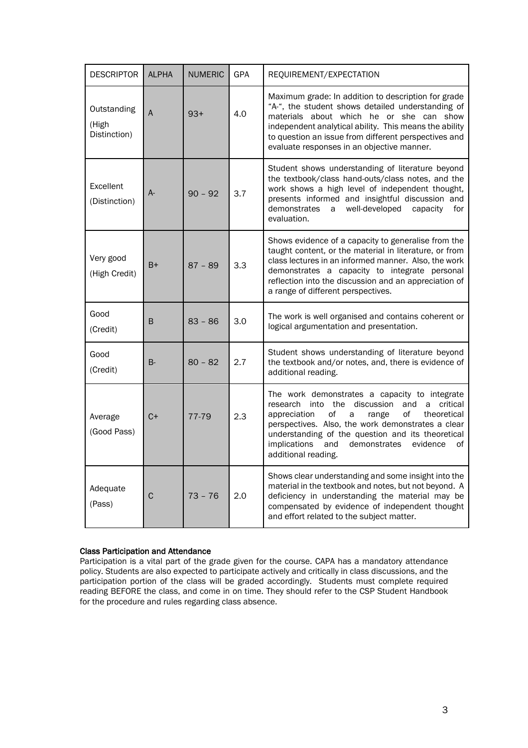| DESCRIPTOR | ALPHA | NUMERIC | GPA | REQUIREMENT/EXPECTATION |
|---|---|---|---|---|
| Outstanding (High Distinction) | A | 93+ | 4.0 | Maximum grade: In addition to description for grade "A-", the student shows detailed understanding of materials about which he or she can show independent analytical ability. This means the ability to question an issue from different perspectives and evaluate responses in an objective manner. |
| Excellent (Distinction) | A- | 90 – 92 | 3.7 | Student shows understanding of literature beyond the textbook/class hand-outs/class notes, and the work shows a high level of independent thought, presents informed and insightful discussion and demonstrates a well-developed capacity for evaluation. |
| Very good (High Credit) | B+ | 87 – 89 | 3.3 | Shows evidence of a capacity to generalise from the taught content, or the material in literature, or from class lectures in an informed manner. Also, the work demonstrates a capacity to integrate personal reflection into the discussion and an appreciation of a range of different perspectives. |
| Good (Credit) | B | 83 – 86 | 3.0 | The work is well organised and contains coherent or logical argumentation and presentation. |
| Good (Credit) | B- | 80 – 82 | 2.7 | Student shows understanding of literature beyond the textbook and/or notes, and, there is evidence of additional reading. |
| Average (Good Pass) | C+ | 77-79 | 2.3 | The work demonstrates a capacity to integrate research into the discussion and a critical appreciation of a range of theoretical perspectives. Also, the work demonstrates a clear understanding of the question and its theoretical implications and demonstrates evidence of additional reading. |
| Adequate (Pass) | C | 73 – 76 | 2.0 | Shows clear understanding and some insight into the material in the textbook and notes, but not beyond. A deficiency in understanding the material may be compensated by evidence of independent thought and effort related to the subject matter. |

**Class Participation and Attendance**

Participation is a vital part of the grade given for the course. CAPA has a mandatory attendance policy. Students are also expected to participate actively and critically in class discussions, and the participation portion of the class will be graded accordingly. Students must complete required reading BEFORE the class, and come in on time. They should refer to the CSP Student Handbook for the procedure and rules regarding class absence.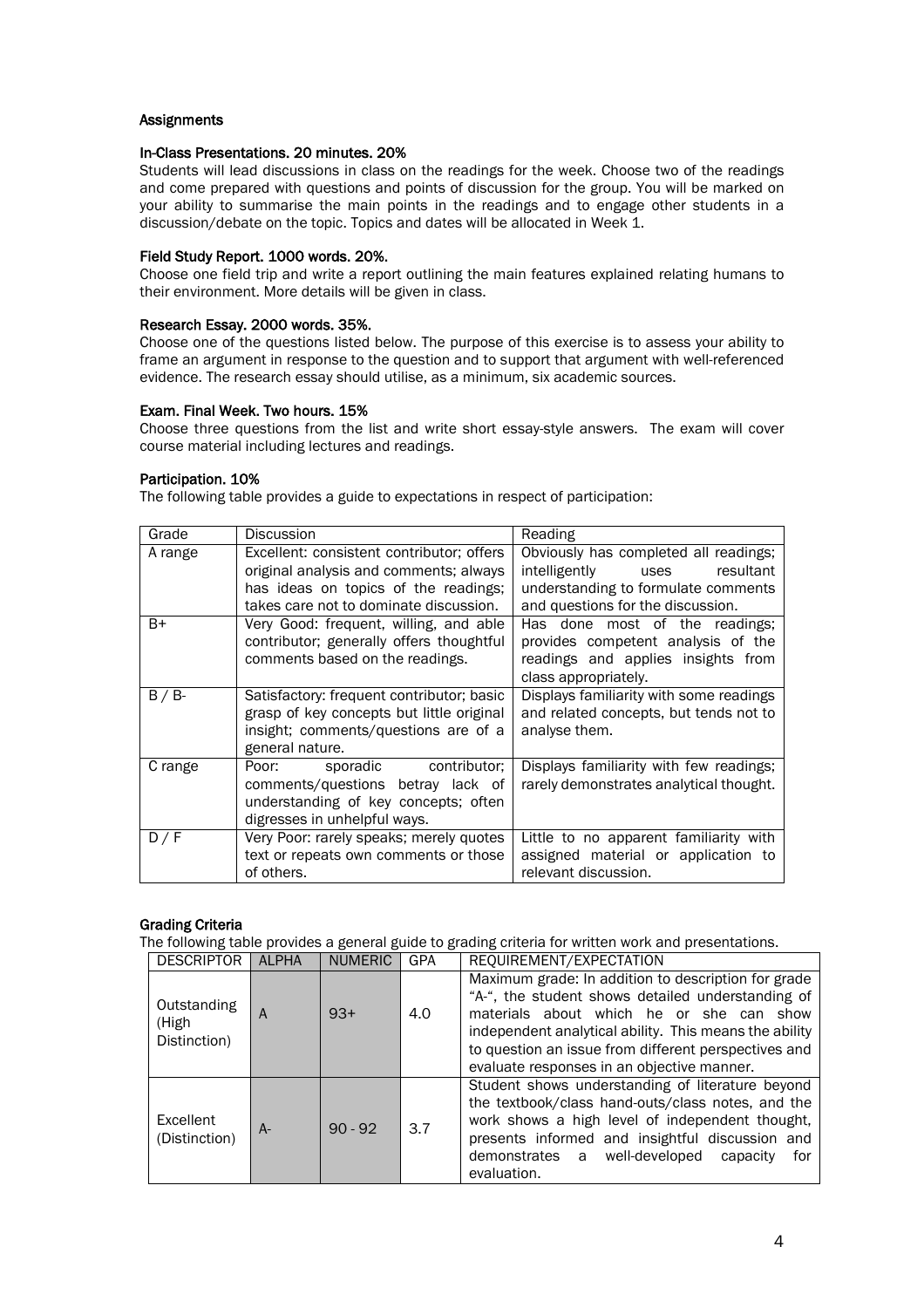## Assignments

### In-Class Presentations. 20 minutes. 20%

Students will lead discussions in class on the readings for the week. Choose two of the readings and come prepared with questions and points of discussion for the group. You will be marked on your ability to summarise the main points in the readings and to engage other students in a discussion/debate on the topic. Topics and dates will be allocated in Week 1.

### Field Study Report. 1000 words. 20%.

Choose one field trip and write a report outlining the main features explained relating humans to their environment. More details will be given in class.

### Research Essay. 2000 words. 35%.

Choose one of the questions listed below. The purpose of this exercise is to assess your ability to frame an argument in response to the question and to support that argument with well-referenced evidence. The research essay should utilise, as a minimum, six academic sources.

### Exam. Final Week. Two hours. 15%

Choose three questions from the list and write short essay-style answers. The exam will cover course material including lectures and readings.

### Participation. 10%

The following table provides a guide to expectations in respect of participation:

| Grade | Discussion | Reading |
|---|---|---|
| A range | Excellent: consistent contributor; offers original analysis and comments; always has ideas on topics of the readings; takes care not to dominate discussion. | Obviously has completed all readings; intelligently uses resultant understanding to formulate comments and questions for the discussion. |
| B+ | Very Good: frequent, willing, and able contributor; generally offers thoughtful comments based on the readings. | Has done most of the readings; provides competent analysis of the readings and applies insights from class appropriately. |
| B / B- | Satisfactory: frequent contributor; basic grasp of key concepts but little original insight; comments/questions are of a general nature. | Displays familiarity with some readings and related concepts, but tends not to analyse them. |
| C range | Poor: sporadic contributor; comments/questions betray lack of understanding of key concepts; often digresses in unhelpful ways. | Displays familiarity with few readings; rarely demonstrates analytical thought. |
| D / F | Very Poor: rarely speaks; merely quotes text or repeats own comments or those of others. | Little to no apparent familiarity with assigned material or application to relevant discussion. |

### Grading Criteria

The following table provides a general guide to grading criteria for written work and presentations.

| DESCRIPTOR | ALPHA | NUMERIC | GPA | REQUIREMENT/EXPECTATION |
|---|---|---|---|---|
| Outstanding (High Distinction) | A | 93+ | 4.0 | Maximum grade: In addition to description for grade "A-", the student shows detailed understanding of materials about which he or she can show independent analytical ability. This means the ability to question an issue from different perspectives and evaluate responses in an objective manner. |
| Excellent (Distinction) | A- | 90 - 92 | 3.7 | Student shows understanding of literature beyond the textbook/class hand-outs/class notes, and the work shows a high level of independent thought, presents informed and insightful discussion and demonstrates a well-developed capacity for evaluation. |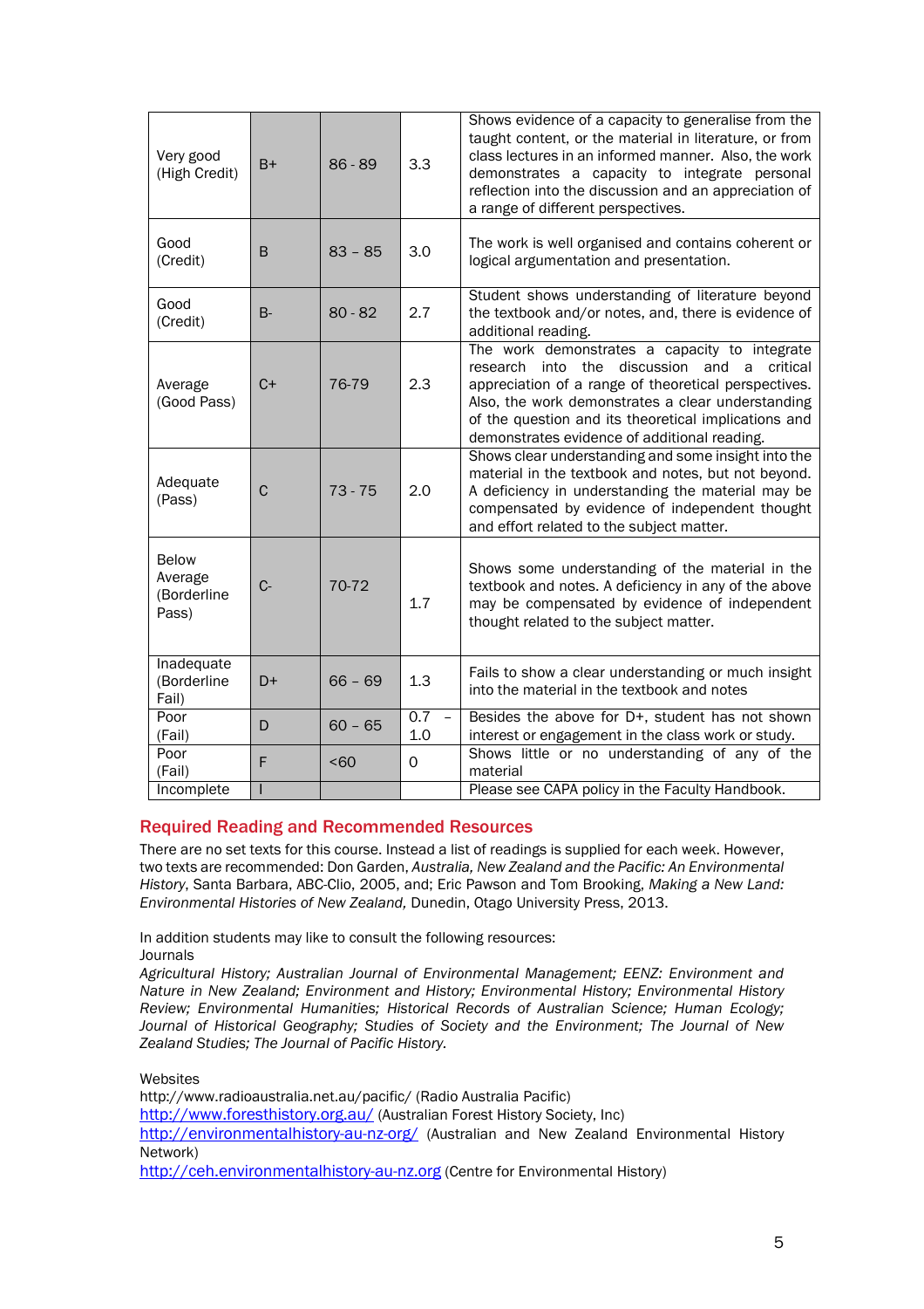| | | | | |
|---|---|---|---|---|
| Very good (High Credit) | B+ | 86 - 89 | 3.3 | Shows evidence of a capacity to generalise from the taught content, or the material in literature, or from class lectures in an informed manner. Also, the work demonstrates a capacity to integrate personal reflection into the discussion and an appreciation of a range of different perspectives. |
| Good (Credit) | B | 83 – 85 | 3.0 | The work is well organised and contains coherent or logical argumentation and presentation. |
| Good (Credit) | B- | 80 - 82 | 2.7 | Student shows understanding of literature beyond the textbook and/or notes, and, there is evidence of additional reading. |
| Average (Good Pass) | C+ | 76-79 | 2.3 | The work demonstrates a capacity to integrate research into the discussion and a critical appreciation of a range of theoretical perspectives. Also, the work demonstrates a clear understanding of the question and its theoretical implications and demonstrates evidence of additional reading. |
| Adequate (Pass) | C | 73 - 75 | 2.0 | Shows clear understanding and some insight into the material in the textbook and notes, but not beyond. A deficiency in understanding the material may be compensated by evidence of independent thought and effort related to the subject matter. |
| Below Average (Borderline Pass) | C- | 70-72 | 1.7 | Shows some understanding of the material in the textbook and notes. A deficiency in any of the above may be compensated by evidence of independent thought related to the subject matter. |
| Inadequate (Borderline Fail) | D+ | 66 – 69 | 1.3 | Fails to show a clear understanding or much insight into the material in the textbook and notes |
| Poor (Fail) | D | 60 – 65 | 0.7 – 1.0 | Besides the above for D+, student has not shown interest or engagement in the class work or study. |
| Poor (Fail) | F | <60 | 0 | Shows little or no understanding of any of the material |
| Incomplete | I | | | Please see CAPA policy in the Faculty Handbook. |

## Required Reading and Recommended Resources

There are no set texts for this course. Instead a list of readings is supplied for each week. However, two texts are recommended: Don Garden, *Australia, New Zealand and the Pacific: An Environmental History*, Santa Barbara, ABC-Clio, 2005, and; Eric Pawson and Tom Brooking, *Making a New Land: Environmental Histories of New Zealand,* Dunedin, Otago University Press, 2013.

In addition students may like to consult the following resources:

Journals

*Agricultural History; Australian Journal of Environmental Management; EENZ: Environment and Nature in New Zealand; Environment and History; Environmental History; Environmental History Review; Environmental Humanities; Historical Records of Australian Science; Human Ecology; Journal of Historical Geography; Studies of Society and the Environment; The Journal of New Zealand Studies; The Journal of Pacific History.*

Websites

http://www.radioaustralia.net.au/pacific/ (Radio Australia Pacific)

http://www.foresthistory.org.au/ (Australian Forest History Society, Inc)

http://environmentalhistory-au-nz.org/ (Australian and New Zealand Environmental History Network)

http://ceh.environmentalhistory-au-nz.org (Centre for Environmental History)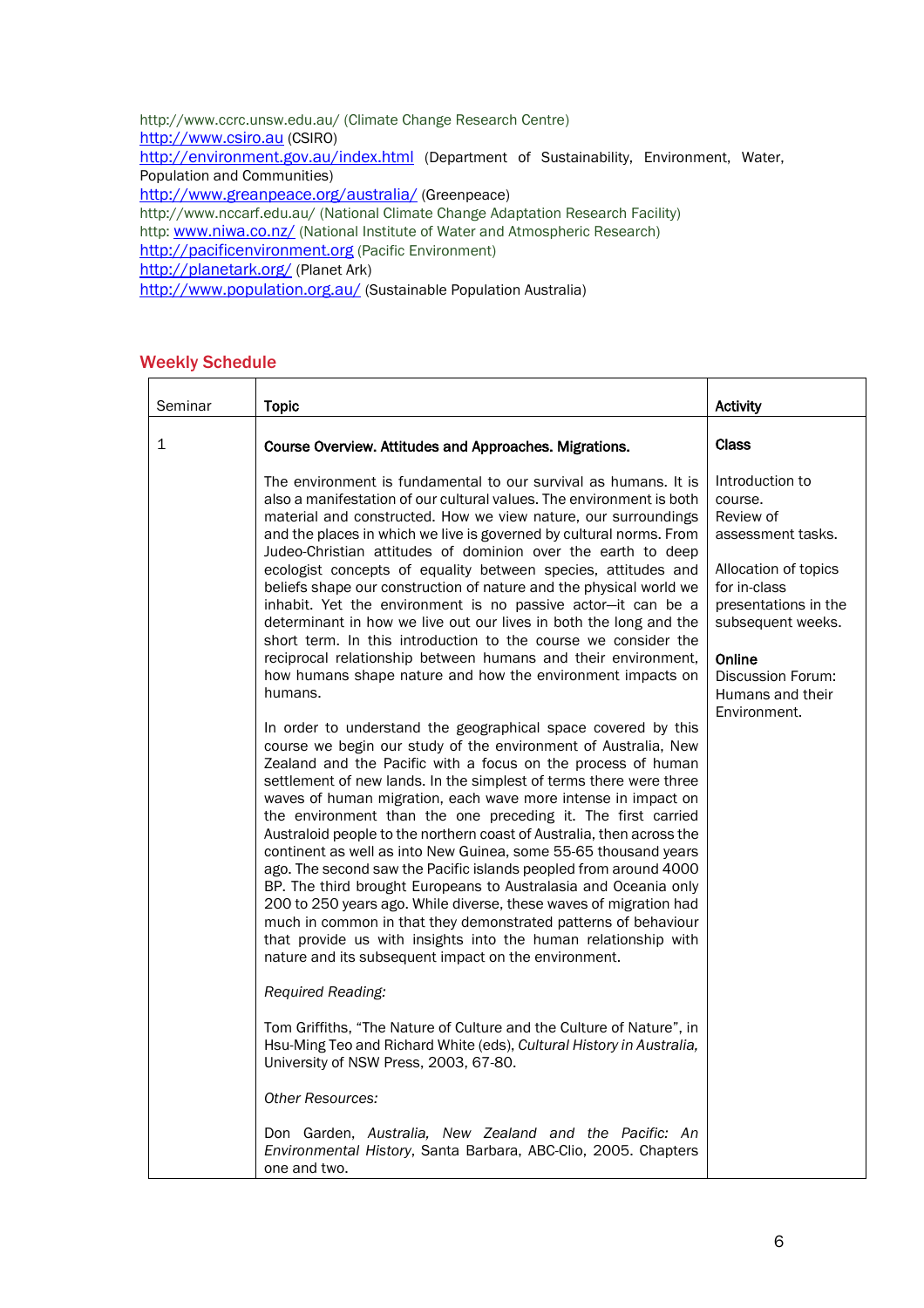http://www.ccrc.unsw.edu.au/ (Climate Change Research Centre)
http://www.csiro.au (CSIRO)
http://environment.gov.au/index.html (Department of Sustainability, Environment, Water, Population and Communities)
http://www.greanpeace.org/australia/ (Greenpeace)
http://www.nccarf.edu.au/ (National Climate Change Adaptation Research Facility)
http: www.niwa.co.nz/ (National Institute of Water and Atmospheric Research)
http://pacificenvironment.org (Pacific Environment)
http://planetark.org/ (Planet Ark)
http://www.population.org.au/ (Sustainable Population Australia)

## Weekly Schedule

| Seminar | Topic | Activity |
|---|---|---|
| 1 | **Course Overview. Attitudes and Approaches. Migrations.**<br><br>The environment is fundamental to our survival as humans. It is also a manifestation of our cultural values. The environment is both material and constructed. How we view nature, our surroundings and the places in which we live is governed by cultural norms. From Judeo-Christian attitudes of dominion over the earth to deep ecologist concepts of equality between species, attitudes and beliefs shape our construction of nature and the physical world we inhabit. Yet the environment is no passive actor—it can be a determinant in how we live out our lives in both the long and the short term. In this introduction to the course we consider the reciprocal relationship between humans and their environment, how humans shape nature and how the environment impacts on humans.<br><br>In order to understand the geographical space covered by this course we begin our study of the environment of Australia, New Zealand and the Pacific with a focus on the process of human settlement of new lands. In the simplest of terms there were three waves of human migration, each wave more intense in impact on the environment than the one preceding it. The first carried Australoid people to the northern coast of Australia, then across the continent as well as into New Guinea, some 55-65 thousand years ago. The second saw the Pacific islands peopled from around 4000 BP. The third brought Europeans to Australasia and Oceania only 200 to 250 years ago. While diverse, these waves of migration had much in common in that they demonstrated patterns of behaviour that provide us with insights into the human relationship with nature and its subsequent impact on the environment.<br><br>*Required Reading:*<br><br>Tom Griffiths, "The Nature of Culture and the Culture of Nature", in Hsu-Ming Teo and Richard White (eds), *Cultural History in Australia,* University of NSW Press, 2003, 67-80.<br><br>*Other Resources:*<br><br>Don Garden, *Australia, New Zealand and the Pacific: An Environmental History*, Santa Barbara, ABC-Clio, 2005. Chapters one and two. | **Class**<br><br>Introduction to course.<br>Review of assessment tasks.<br><br>Allocation of topics for in-class presentations in the subsequent weeks.<br><br>**Online**<br>Discussion Forum: Humans and their Environment. |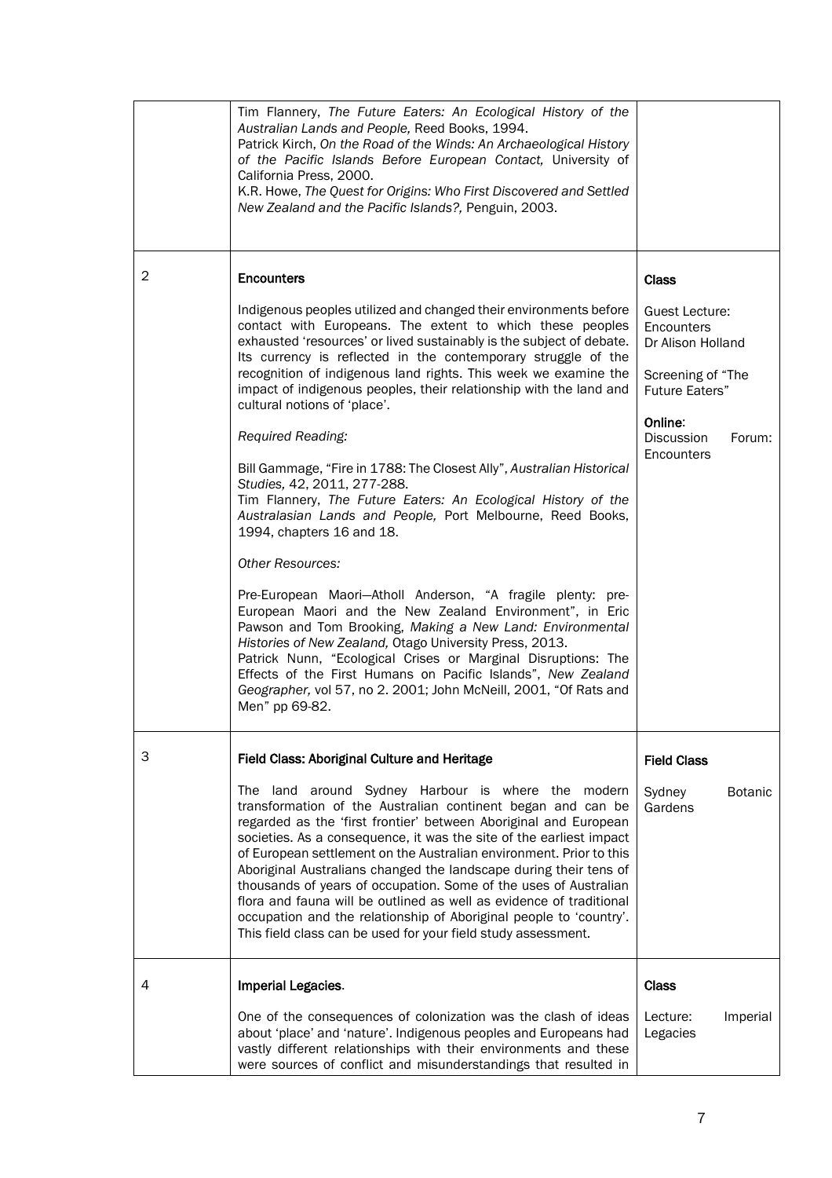| | | |
|---|---|---|
| | Tim Flannery, *The Future Eaters: An Ecological History of the Australian Lands and People,* Reed Books, 1994.<br>Patrick Kirch, *On the Road of the Winds: An Archaeological History of the Pacific Islands Before European Contact,* University of California Press, 2000.<br>K.R. Howe, *The Quest for Origins: Who First Discovered and Settled New Zealand and the Pacific Islands?,* Penguin, 2003. | |
| 2 | **Encounters**<br><br>Indigenous peoples utilized and changed their environments before contact with Europeans. The extent to which these peoples exhausted 'resources' or lived sustainably is the subject of debate. Its currency is reflected in the contemporary struggle of the recognition of indigenous land rights. This week we examine the impact of indigenous peoples, their relationship with the land and cultural notions of 'place'.<br><br>*Required Reading:*<br><br>Bill Gammage, "Fire in 1788: The Closest Ally", *Australian Historical Studies,* 42, 2011, 277-288.<br>Tim Flannery, *The Future Eaters: An Ecological History of the Australasian Lands and People,* Port Melbourne, Reed Books, 1994, chapters 16 and 18.<br><br>*Other Resources:*<br><br>Pre-European Maori—Atholl Anderson, "A fragile plenty: pre-European Maori and the New Zealand Environment", in Eric Pawson and Tom Brooking, *Making a New Land: Environmental Histories of New Zealand,* Otago University Press, 2013.<br>Patrick Nunn, "Ecological Crises or Marginal Disruptions: The Effects of the First Humans on Pacific Islands", *New Zealand Geographer,* vol 57, no 2. 2001; John McNeill, 2001, "Of Rats and Men" pp 69-82. | **Class**<br><br>Guest Lecture: Encounters Dr Alison Holland<br><br>Screening of "The Future Eaters"<br><br>**Online**:<br>Discussion Forum: Encounters |
| 3 | **Field Class: Aboriginal Culture and Heritage**<br><br>The land around Sydney Harbour is where the modern transformation of the Australian continent began and can be regarded as the 'first frontier' between Aboriginal and European societies. As a consequence, it was the site of the earliest impact of European settlement on the Australian environment. Prior to this Aboriginal Australians changed the landscape during their tens of thousands of years of occupation. Some of the uses of Australian flora and fauna will be outlined as well as evidence of traditional occupation and the relationship of Aboriginal people to 'country'. This field class can be used for your field study assessment. | **Field Class**<br><br>Sydney Botanic Gardens |
| 4 | **Imperial Legacies**.<br><br>One of the consequences of colonization was the clash of ideas about 'place' and 'nature'. Indigenous peoples and Europeans had vastly different relationships with their environments and these were sources of conflict and misunderstandings that resulted in | **Class**<br><br>Lecture: Imperial Legacies |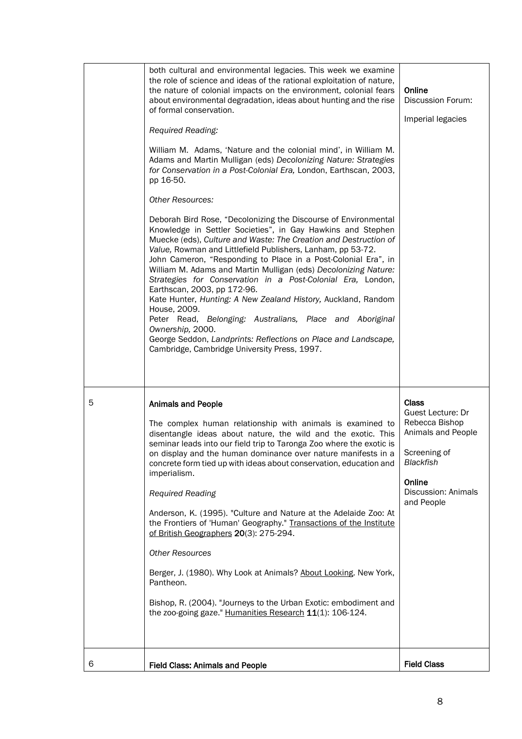| | | |
|---|---|---|
| | both cultural and environmental legacies. This week we examine the role of science and ideas of the rational exploitation of nature, the nature of colonial impacts on the environment, colonial fears about environmental degradation, ideas about hunting and the rise of formal conservation.<br><br>*Required Reading:*<br><br>William M. Adams, 'Nature and the colonial mind', in William M. Adams and Martin Mulligan (eds) *Decolonizing Nature: Strategies for Conservation in a Post-Colonial Era,* London, Earthscan, 2003, pp 16-50.<br><br>*Other Resources:*<br><br>Deborah Bird Rose, "Decolonizing the Discourse of Environmental Knowledge in Settler Societies", in Gay Hawkins and Stephen Muecke (eds), *Culture and Waste: The Creation and Destruction of Value,* Rowman and Littlefield Publishers, Lanham, pp 53-72.<br>John Cameron, "Responding to Place in a Post-Colonial Era", in William M. Adams and Martin Mulligan (eds) *Decolonizing Nature: Strategies for Conservation in a Post-Colonial Era,* London, Earthscan, 2003, pp 172-96.<br>Kate Hunter, *Hunting: A New Zealand History,* Auckland, Random House, 2009.<br>Peter Read, *Belonging: Australians, Place and Aboriginal Ownership,* 2000.<br>George Seddon, *Landprints: Reflections on Place and Landscape,* Cambridge, Cambridge University Press, 1997. | **Online**<br>Discussion Forum:<br><br>Imperial legacies |
| 5 | **Animals and People**<br><br>The complex human relationship with animals is examined to disentangle ideas about nature, the wild and the exotic. This seminar leads into our field trip to Taronga Zoo where the exotic is on display and the human dominance over nature manifests in a concrete form tied up with ideas about conservation, education and imperialism.<br><br>*Required Reading*<br><br>Anderson, K. (1995). "Culture and Nature at the Adelaide Zoo: At the Frontiers of 'Human' Geography." Transactions of the Institute of British Geographers **20**(3): 275-294.<br><br>*Other Resources*<br><br>Berger, J. (1980). Why Look at Animals? About Looking. New York, Pantheon.<br><br>Bishop, R. (2004). "Journeys to the Urban Exotic: embodiment and the zoo-going gaze." Humanities Research **11**(1): 106-124. | **Class**<br>Guest Lecture: Dr Rebecca Bishop<br>Animals and People<br><br>Screening of *Blackfish*<br><br>**Online**<br>Discussion: Animals and People |
| 6 | **Field Class: Animals and People** | **Field Class** |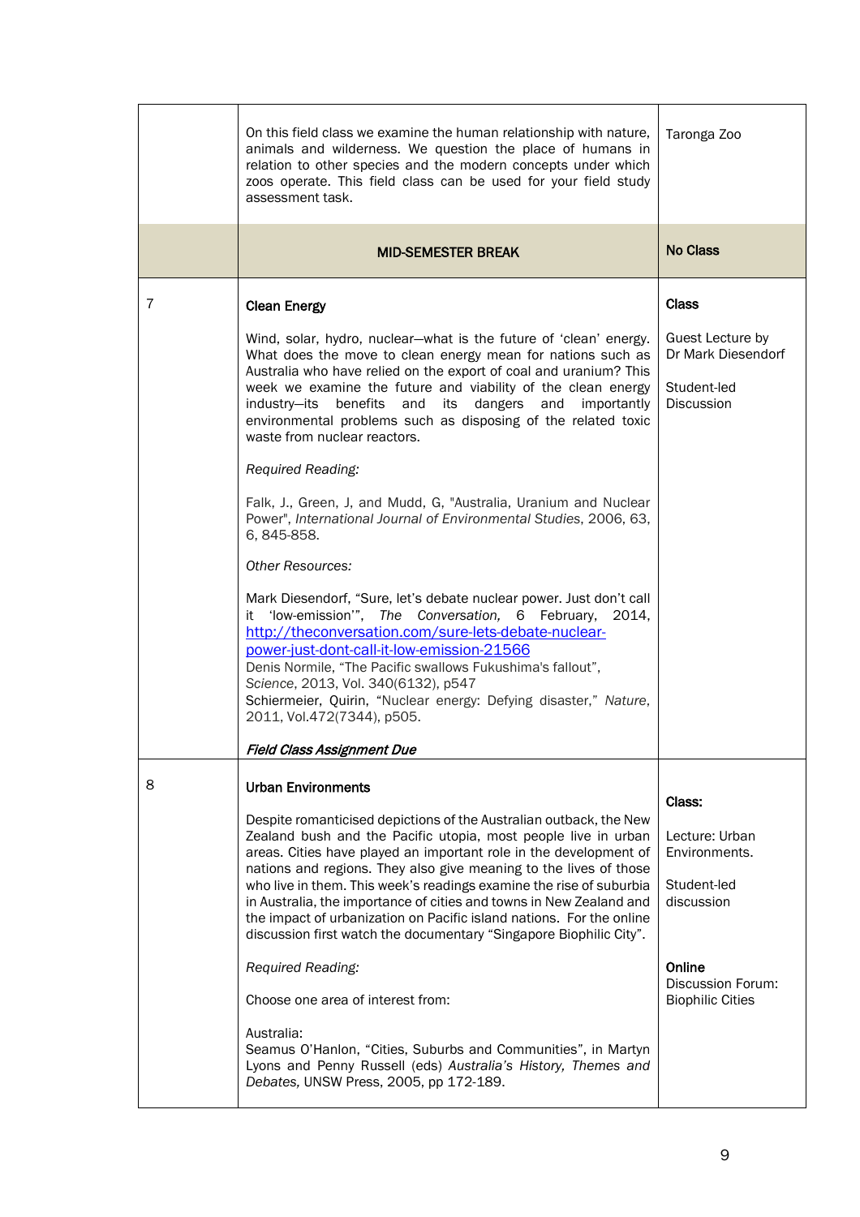| | | |
|---|---|---|
| | On this field class we examine the human relationship with nature, animals and wilderness. We question the place of humans in relation to other species and the modern concepts under which zoos operate. This field class can be used for your field study assessment task. | Taronga Zoo |
| | **MID-SEMESTER BREAK** | **No Class** |
| 7 | **Clean Energy**<br><br>Wind, solar, hydro, nuclear—what is the future of 'clean' energy. What does the move to clean energy mean for nations such as Australia who have relied on the export of coal and uranium? This week we examine the future and viability of the clean energy industry—its benefits and its dangers and importantly environmental problems such as disposing of the related toxic waste from nuclear reactors.<br><br>*Required Reading:*<br><br>Falk, J., Green, J, and Mudd, G, "Australia, Uranium and Nuclear Power", *International Journal of Environmental Studies*, 2006, 63, 6, 845-858.<br><br>*Other Resources:*<br><br>Mark Diesendorf, "Sure, let's debate nuclear power. Just don't call it 'low-emission'", *The Conversation,* 6 February, 2014, [http://theconversation.com/sure-lets-debate-nuclear-power-just-dont-call-it-low-emission-21566](http://theconversation.com/sure-lets-debate-nuclear-power-just-dont-call-it-low-emission-21566)<br>Denis Normile, "The Pacific swallows Fukushima's fallout", *Science*, 2013, Vol. 340(6132), p547<br>Schiermeier, Quirin, "Nuclear energy: Defying disaster," *Nature*, 2011, Vol.472(7344), p505.<br><br>***Field Class Assignment Due*** | **Class**<br><br>Guest Lecture by Dr Mark Diesendorf<br><br>Student-led Discussion |
| 8 | **Urban Environments**<br><br>Despite romanticised depictions of the Australian outback, the New Zealand bush and the Pacific utopia, most people live in urban areas. Cities have played an important role in the development of nations and regions. They also give meaning to the lives of those who live in them. This week's readings examine the rise of suburbia in Australia, the importance of cities and towns in New Zealand and the impact of urbanization on Pacific island nations. For the online discussion first watch the documentary "Singapore Biophilic City".<br><br>*Required Reading:*<br><br>Choose one area of interest from:<br><br>Australia:<br>Seamus O'Hanlon, "Cities, Suburbs and Communities", in Martyn Lyons and Penny Russell (eds) *Australia's History, Themes and Debates,* UNSW Press, 2005, pp 172-189. | **Class:**<br><br>Lecture: Urban Environments.<br><br>Student-led discussion<br><br>**Online**<br>Discussion Forum: Biophilic Cities |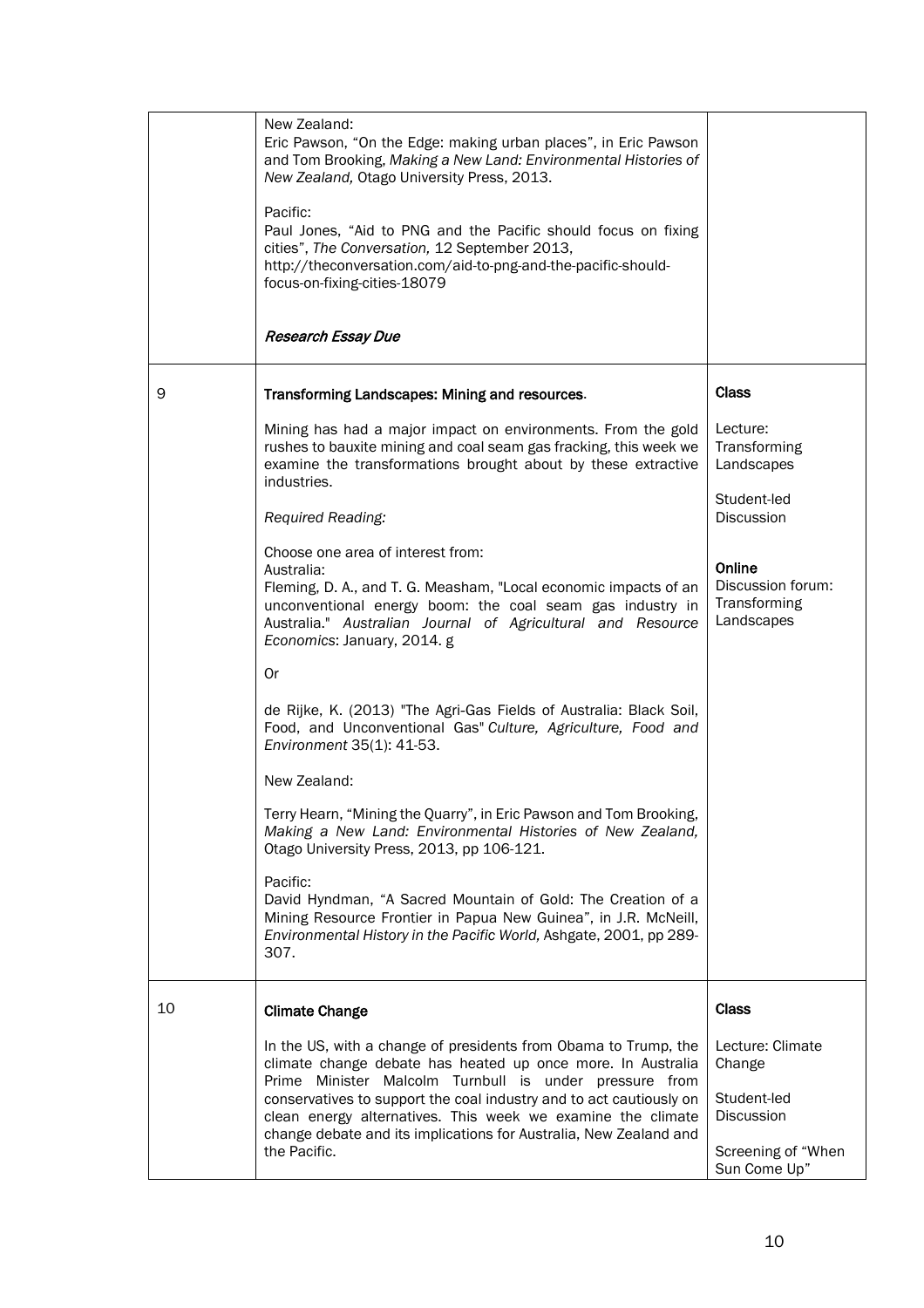| | | |
|---|---|---|
| | New Zealand:<br>Eric Pawson, "On the Edge: making urban places", in Eric Pawson and Tom Brooking, *Making a New Land: Environmental Histories of New Zealand,* Otago University Press, 2013.<br><br>Pacific:<br>Paul Jones, "Aid to PNG and the Pacific should focus on fixing cities", *The Conversation,* 12 September 2013, http://theconversation.com/aid-to-png-and-the-pacific-should-focus-on-fixing-cities-18079<br><br>***Research Essay Due*** | |
| 9 | **Transforming Landscapes: Mining and resources**.<br><br>Mining has had a major impact on environments. From the gold rushes to bauxite mining and coal seam gas fracking, this week we examine the transformations brought about by these extractive industries.<br><br>*Required Reading:*<br><br>Choose one area of interest from:<br>Australia:<br>Fleming, D. A., and T. G. Measham, "Local economic impacts of an unconventional energy boom: the coal seam gas industry in Australia." *Australian Journal of Agricultural and Resource Economics*: January, 2014. g<br><br>Or<br><br>de Rijke, K. (2013) "The Agri-Gas Fields of Australia: Black Soil, Food, and Unconventional Gas" *Culture, Agriculture, Food and Environment* 35(1): 41-53.<br><br>New Zealand:<br><br>Terry Hearn, "Mining the Quarry", in Eric Pawson and Tom Brooking, *Making a New Land: Environmental Histories of New Zealand,* Otago University Press, 2013, pp 106-121.<br><br>Pacific:<br>David Hyndman, "A Sacred Mountain of Gold: The Creation of a Mining Resource Frontier in Papua New Guinea", in J.R. McNeill, *Environmental History in the Pacific World,* Ashgate, 2001, pp 289-307. | **Class**<br><br>Lecture: Transforming Landscapes<br><br>Student-led Discussion<br><br>**Online**<br>Discussion forum: Transforming Landscapes |
| 10 | **Climate Change**<br><br>In the US, with a change of presidents from Obama to Trump, the climate change debate has heated up once more. In Australia Prime Minister Malcolm Turnbull is under pressure from conservatives to support the coal industry and to act cautiously on clean energy alternatives. This week we examine the climate change debate and its implications for Australia, New Zealand and the Pacific. | **Class**<br><br>Lecture: Climate Change<br><br>Student-led Discussion<br><br>Screening of "When Sun Come Up" |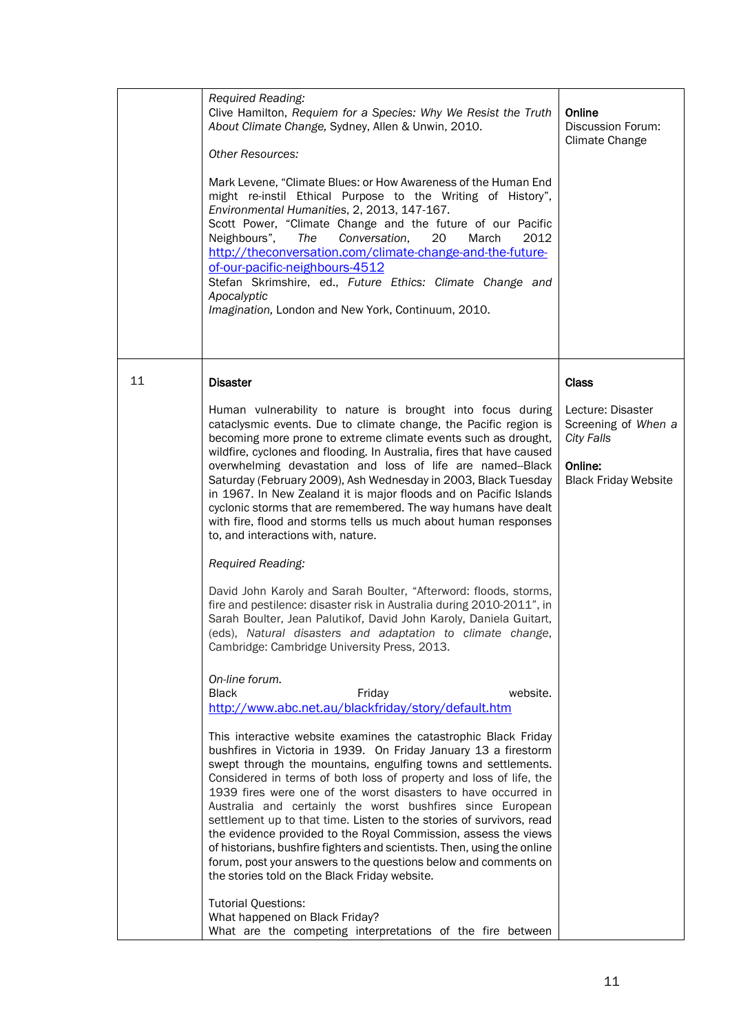| | | |
|---|---|---|
| | *Required Reading:*<br>Clive Hamilton, *Requiem for a Species: Why We Resist the Truth About Climate Change,* Sydney, Allen & Unwin, 2010.<br><br>*Other Resources:*<br><br>Mark Levene, "Climate Blues: or How Awareness of the Human End might re-instil Ethical Purpose to the Writing of History", *Environmental Humanities*, 2, 2013, 147-167.<br>Scott Power, "Climate Change and the future of our Pacific Neighbours", *The Conversation*, 20 March 2012 [http://theconversation.com/climate-change-and-the-future-of-our-pacific-neighbours-4512](http://theconversation.com/climate-change-and-the-future-of-our-pacific-neighbours-4512)<br>Stefan Skrimshire, ed., *Future Ethics: Climate Change and Apocalyptic Imagination,* London and New York, Continuum, 2010. | **Online**<br>Discussion Forum: Climate Change |
| 11 | **Disaster**<br><br>Human vulnerability to nature is brought into focus during cataclysmic events. Due to climate change, the Pacific region is becoming more prone to extreme climate events such as drought, wildfire, cyclones and flooding. In Australia, fires that have caused overwhelming devastation and loss of life are named--Black Saturday (February 2009), Ash Wednesday in 2003, Black Tuesday in 1967. In New Zealand it is major floods and on Pacific Islands cyclonic storms that are remembered. The way humans have dealt with fire, flood and storms tells us much about human responses to, and interactions with, nature.<br><br>*Required Reading:*<br><br>David John Karoly and Sarah Boulter, "Afterword: floods, storms, fire and pestilence: disaster risk in Australia during 2010-2011", in Sarah Boulter, Jean Palutikof, David John Karoly, Daniela Guitart, (eds), *Natural disasters and adaptation to climate change*, Cambridge: Cambridge University Press, 2013.<br><br>*On-line forum.*<br>Black Friday website. [http://www.abc.net.au/blackfriday/story/default.htm](http://www.abc.net.au/blackfriday/story/default.htm)<br><br>This interactive website examines the catastrophic Black Friday bushfires in Victoria in 1939. On Friday January 13 a firestorm swept through the mountains, engulfing towns and settlements. Considered in terms of both loss of property and loss of life, the 1939 fires were one of the worst disasters to have occurred in Australia and certainly the worst bushfires since European settlement up to that time. Listen to the stories of survivors, read the evidence provided to the Royal Commission, assess the views of historians, bushfire fighters and scientists. Then, using the online forum, post your answers to the questions below and comments on the stories told on the Black Friday website.<br><br>Tutorial Questions:<br>What happened on Black Friday?<br>What are the competing interpretations of the fire between | **Class**<br><br>Lecture: Disaster<br>Screening of *When a City Falls*<br><br>**Online:**<br>Black Friday Website |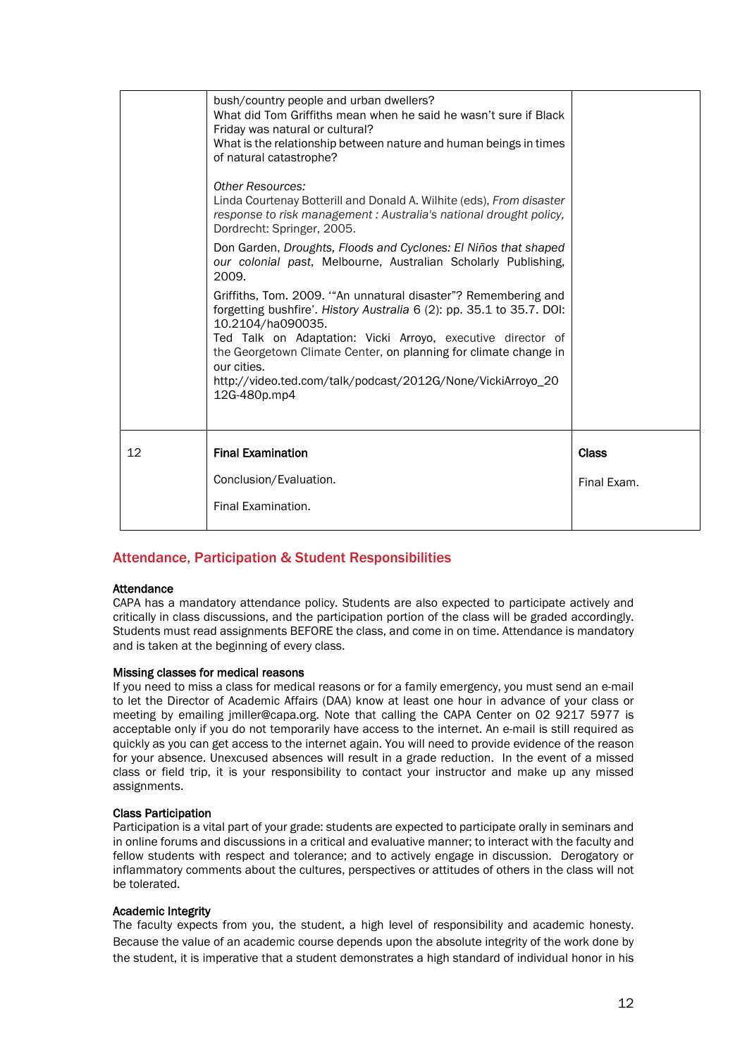| | | |
|---|---|---|
| | bush/country people and urban dwellers?<br>What did Tom Griffiths mean when he said he wasn't sure if Black Friday was natural or cultural?<br>What is the relationship between nature and human beings in times of natural catastrophe?<br><br>*Other Resources:*<br>Linda Courtenay Botterill and Donald A. Wilhite (eds), *From disaster response to risk management : Australia's national drought policy*, Dordrecht: Springer, 2005.<br><br>Don Garden, *Droughts, Floods and Cyclones: El Niños that shaped our colonial past*, Melbourne, Australian Scholarly Publishing, 2009.<br><br>Griffiths, Tom. 2009. '"An unnatural disaster"? Remembering and forgetting bushfire'. *History Australia* 6 (2): pp. 35.1 to 35.7. DOI: 10.2104/ha090035.<br>Ted Talk on Adaptation: Vicki Arroyo, executive director of the Georgetown Climate Center, on planning for climate change in our cities.<br>http://video.ted.com/talk/podcast/2012G/None/VickiArroyo_2012G-480p.mp4 | |
| 12 | **Final Examination**<br><br>Conclusion/Evaluation.<br><br>Final Examination. | **Class**<br><br>Final Exam. |

## Attendance, Participation & Student Responsibilities

**Attendance**
CAPA has a mandatory attendance policy. Students are also expected to participate actively and critically in class discussions, and the participation portion of the class will be graded accordingly. Students must read assignments BEFORE the class, and come in on time. Attendance is mandatory and is taken at the beginning of every class.

**Missing classes for medical reasons**
If you need to miss a class for medical reasons or for a family emergency, you must send an e-mail to let the Director of Academic Affairs (DAA) know at least one hour in advance of your class or meeting by emailing jmiller@capa.org. Note that calling the CAPA Center on 02 9217 5977 is acceptable only if you do not temporarily have access to the internet. An e-mail is still required as quickly as you can get access to the internet again. You will need to provide evidence of the reason for your absence. Unexcused absences will result in a grade reduction. In the event of a missed class or field trip, it is your responsibility to contact your instructor and make up any missed assignments.

**Class Participation**
Participation is a vital part of your grade: students are expected to participate orally in seminars and in online forums and discussions in a critical and evaluative manner; to interact with the faculty and fellow students with respect and tolerance; and to actively engage in discussion. Derogatory or inflammatory comments about the cultures, perspectives or attitudes of others in the class will not be tolerated.

**Academic Integrity**
The faculty expects from you, the student, a high level of responsibility and academic honesty. Because the value of an academic course depends upon the absolute integrity of the work done by the student, it is imperative that a student demonstrates a high standard of individual honor in his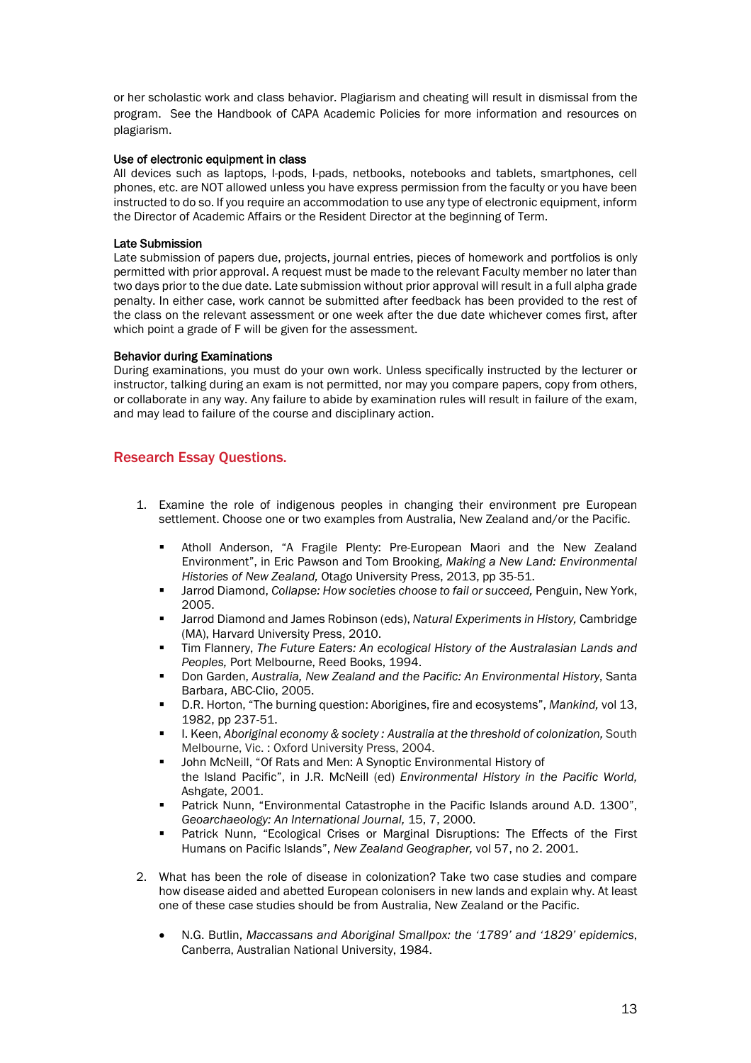or her scholastic work and class behavior. Plagiarism and cheating will result in dismissal from the program. See the Handbook of CAPA Academic Policies for more information and resources on plagiarism.

**Use of electronic equipment in class**
All devices such as laptops, I-pods, I-pads, netbooks, notebooks and tablets, smartphones, cell phones, etc. are NOT allowed unless you have express permission from the faculty or you have been instructed to do so. If you require an accommodation to use any type of electronic equipment, inform the Director of Academic Affairs or the Resident Director at the beginning of Term.

**Late Submission**
Late submission of papers due, projects, journal entries, pieces of homework and portfolios is only permitted with prior approval. A request must be made to the relevant Faculty member no later than two days prior to the due date. Late submission without prior approval will result in a full alpha grade penalty. In either case, work cannot be submitted after feedback has been provided to the rest of the class on the relevant assessment or one week after the due date whichever comes first, after which point a grade of F will be given for the assessment.

**Behavior during Examinations**
During examinations, you must do your own work. Unless specifically instructed by the lecturer or instructor, talking during an exam is not permitted, nor may you compare papers, copy from others, or collaborate in any way. Any failure to abide by examination rules will result in failure of the exam, and may lead to failure of the course and disciplinary action.

## Research Essay Questions.

1. Examine the role of indigenous peoples in changing their environment pre European settlement. Choose one or two examples from Australia, New Zealand and/or the Pacific.

   - Atholl Anderson, "A Fragile Plenty: Pre-European Maori and the New Zealand Environment", in Eric Pawson and Tom Brooking, *Making a New Land: Environmental Histories of New Zealand,* Otago University Press, 2013, pp 35-51.
   - Jarrod Diamond, *Collapse: How societies choose to fail or succeed,* Penguin, New York, 2005.
   - Jarrod Diamond and James Robinson (eds), *Natural Experiments in History,* Cambridge (MA), Harvard University Press, 2010.
   - Tim Flannery, *The Future Eaters: An ecological History of the Australasian Lands and Peoples,* Port Melbourne, Reed Books, 1994.
   - Don Garden, *Australia, New Zealand and the Pacific: An Environmental History*, Santa Barbara, ABC-Clio, 2005.
   - D.R. Horton, "The burning question: Aborigines, fire and ecosystems", *Mankind,* vol 13, 1982, pp 237-51.
   - I. Keen, *Aboriginal economy & society : Australia at the threshold of colonization,* South Melbourne, Vic. : Oxford University Press, 2004.
   - John McNeill, "Of Rats and Men: A Synoptic Environmental History of the Island Pacific", in J.R. McNeill (ed) *Environmental History in the Pacific World,* Ashgate, 2001.
   - Patrick Nunn, "Environmental Catastrophe in the Pacific Islands around A.D. 1300", *Geoarchaeology: An International Journal,* 15, 7, 2000.
   - Patrick Nunn, "Ecological Crises or Marginal Disruptions: The Effects of the First Humans on Pacific Islands", *New Zealand Geographer,* vol 57, no 2. 2001.

2. What has been the role of disease in colonization? Take two case studies and compare how disease aided and abetted European colonisers in new lands and explain why. At least one of these case studies should be from Australia, New Zealand or the Pacific.

   - N.G. Butlin, *Maccassans and Aboriginal Smallpox: the '1789' and '1829' epidemics*, Canberra, Australian National University, 1984.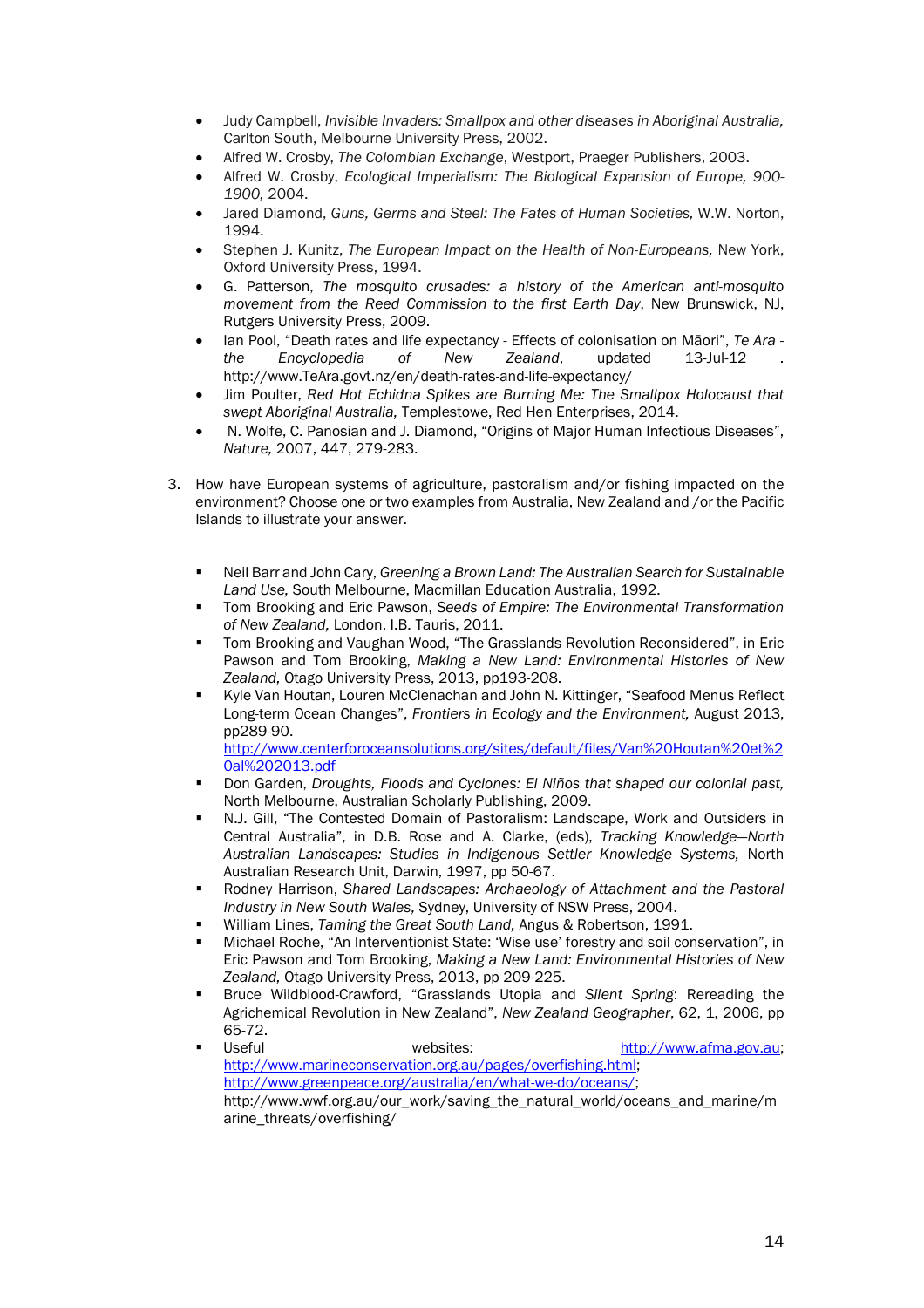- Judy Campbell, *Invisible Invaders: Smallpox and other diseases in Aboriginal Australia,* Carlton South, Melbourne University Press, 2002.
- Alfred W. Crosby, *The Colombian Exchange*, Westport, Praeger Publishers, 2003.
- Alfred W. Crosby, *Ecological Imperialism: The Biological Expansion of Europe, 900-1900,* 2004.
- Jared Diamond, *Guns, Germs and Steel: The Fates of Human Societies,* W.W. Norton, 1994.
- Stephen J. Kunitz, *The European Impact on the Health of Non-Europeans,* New York, Oxford University Press, 1994.
- G. Patterson, *The mosquito crusades: a history of the American anti-mosquito movement from the Reed Commission to the first Earth Day*, New Brunswick, NJ, Rutgers University Press, 2009.
- Ian Pool, "Death rates and life expectancy - Effects of colonisation on Māori", *Te Ara - the Encyclopedia of New Zealand*, updated 13-Jul-12 . http://www.TeAra.govt.nz/en/death-rates-and-life-expectancy/
- Jim Poulter, *Red Hot Echidna Spikes are Burning Me: The Smallpox Holocaust that swept Aboriginal Australia,* Templestowe, Red Hen Enterprises, 2014.
- N. Wolfe, C. Panosian and J. Diamond, "Origins of Major Human Infectious Diseases", *Nature,* 2007, 447, 279-283.

3. How have European systems of agriculture, pastoralism and/or fishing impacted on the environment? Choose one or two examples from Australia, New Zealand and /or the Pacific Islands to illustrate your answer.

- Neil Barr and John Cary, *Greening a Brown Land: The Australian Search for Sustainable Land Use,* South Melbourne, Macmillan Education Australia, 1992.
- Tom Brooking and Eric Pawson, *Seeds of Empire: The Environmental Transformation of New Zealand,* London, I.B. Tauris, 2011.
- Tom Brooking and Vaughan Wood, "The Grasslands Revolution Reconsidered", in Eric Pawson and Tom Brooking, *Making a New Land: Environmental Histories of New Zealand,* Otago University Press, 2013, pp193-208.
- Kyle Van Houtan, Louren McClenachan and John N. Kittinger, "Seafood Menus Reflect Long-term Ocean Changes", *Frontiers in Ecology and the Environment,* August 2013, pp289-90. http://www.centerforoceansolutions.org/sites/default/files/Van%20Houtan%20et%20al%202013.pdf
- Don Garden, *Droughts, Floods and Cyclones: El Niños that shaped our colonial past,* North Melbourne, Australian Scholarly Publishing, 2009.
- N.J. Gill, "The Contested Domain of Pastoralism: Landscape, Work and Outsiders in Central Australia", in D.B. Rose and A. Clarke, (eds), *Tracking Knowledge—North Australian Landscapes: Studies in Indigenous Settler Knowledge Systems,* North Australian Research Unit, Darwin, 1997, pp 50-67.
- Rodney Harrison, *Shared Landscapes: Archaeology of Attachment and the Pastoral Industry in New South Wales,* Sydney, University of NSW Press, 2004.
- William Lines, *Taming the Great South Land,* Angus & Robertson, 1991.
- Michael Roche, "An Interventionist State: 'Wise use' forestry and soil conservation", in Eric Pawson and Tom Brooking, *Making a New Land: Environmental Histories of New Zealand,* Otago University Press, 2013, pp 209-225.
- Bruce Wildblood-Crawford, "Grasslands Utopia and *Silent Spring*: Rereading the Agrichemical Revolution in New Zealand", *New Zealand Geographer*, 62, 1, 2006, pp 65-72.
- Useful websites: http://www.afma.gov.au; http://www.marineconservation.org.au/pages/overfishing.html; http://www.greenpeace.org/australia/en/what-we-do/oceans/; http://www.wwf.org.au/our_work/saving_the_natural_world/oceans_and_marine/marine_threats/overfishing/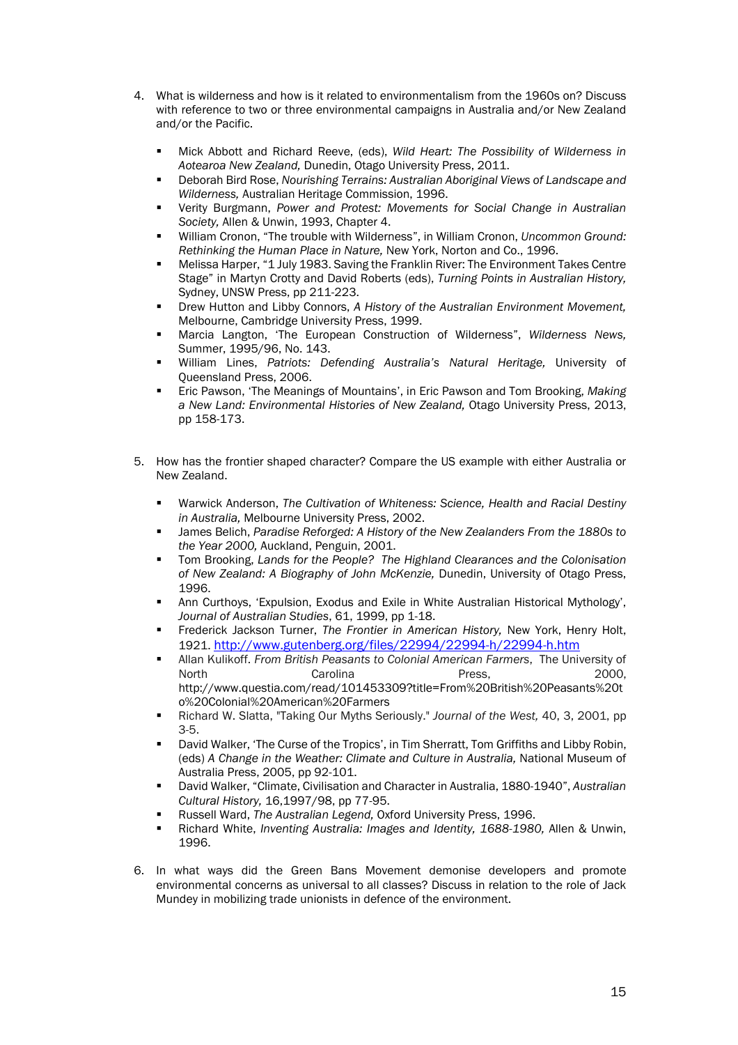4. What is wilderness and how is it related to environmentalism from the 1960s on? Discuss with reference to two or three environmental campaigns in Australia and/or New Zealand and/or the Pacific.

   - Mick Abbott and Richard Reeve, (eds), *Wild Heart: The Possibility of Wilderness in Aotearoa New Zealand,* Dunedin, Otago University Press, 2011.
   - Deborah Bird Rose, *Nourishing Terrains: Australian Aboriginal Views of Landscape and Wilderness,* Australian Heritage Commission, 1996.
   - Verity Burgmann, *Power and Protest: Movements for Social Change in Australian Society,* Allen & Unwin, 1993, Chapter 4.
   - William Cronon, "The trouble with Wilderness", in William Cronon, *Uncommon Ground: Rethinking the Human Place in Nature,* New York, Norton and Co., 1996.
   - Melissa Harper, "1 July 1983. Saving the Franklin River: The Environment Takes Centre Stage" in Martyn Crotty and David Roberts (eds), *Turning Points in Australian History,* Sydney, UNSW Press, pp 211-223.
   - Drew Hutton and Libby Connors, *A History of the Australian Environment Movement,* Melbourne, Cambridge University Press, 1999.
   - Marcia Langton, 'The European Construction of Wilderness", *Wilderness News,* Summer, 1995/96, No. 143.
   - William Lines, *Patriots: Defending Australia's Natural Heritage,* University of Queensland Press, 2006.
   - Eric Pawson, 'The Meanings of Mountains', in Eric Pawson and Tom Brooking, *Making a New Land: Environmental Histories of New Zealand,* Otago University Press, 2013, pp 158-173.

5. How has the frontier shaped character? Compare the US example with either Australia or New Zealand.

   - Warwick Anderson, *The Cultivation of Whiteness: Science, Health and Racial Destiny in Australia,* Melbourne University Press, 2002.
   - James Belich, *Paradise Reforged: A History of the New Zealanders From the 1880s to the Year 2000,* Auckland, Penguin, 2001.
   - Tom Brooking, *Lands for the People? The Highland Clearances and the Colonisation of New Zealand: A Biography of John McKenzie,* Dunedin, University of Otago Press, 1996.
   - Ann Curthoys, 'Expulsion, Exodus and Exile in White Australian Historical Mythology', *Journal of Australian Studies*, 61, 1999, pp 1-18.
   - Frederick Jackson Turner, *The Frontier in American History,* New York, Henry Holt, 1921. http://www.gutenberg.org/files/22994/22994-h/22994-h.htm
   - Allan Kulikoff. *From British Peasants to Colonial American Farmers*, The University of North Carolina Press, 2000, http://www.questia.com/read/101453309?title=From%20British%20Peasants%20to%20Colonial%20American%20Farmers
   - Richard W. Slatta, "Taking Our Myths Seriously." *Journal of the West,* 40, 3, 2001, pp 3-5.
   - David Walker, 'The Curse of the Tropics', in Tim Sherratt, Tom Griffiths and Libby Robin, (eds) *A Change in the Weather: Climate and Culture in Australia,* National Museum of Australia Press, 2005, pp 92-101.
   - David Walker, "Climate, Civilisation and Character in Australia, 1880-1940", *Australian Cultural History,* 16,1997/98, pp 77-95.
   - Russell Ward, *The Australian Legend,* Oxford University Press, 1996.
   - Richard White, *Inventing Australia: Images and Identity, 1688-1980,* Allen & Unwin, 1996.

6. In what ways did the Green Bans Movement demonise developers and promote environmental concerns as universal to all classes? Discuss in relation to the role of Jack Mundey in mobilizing trade unionists in defence of the environment.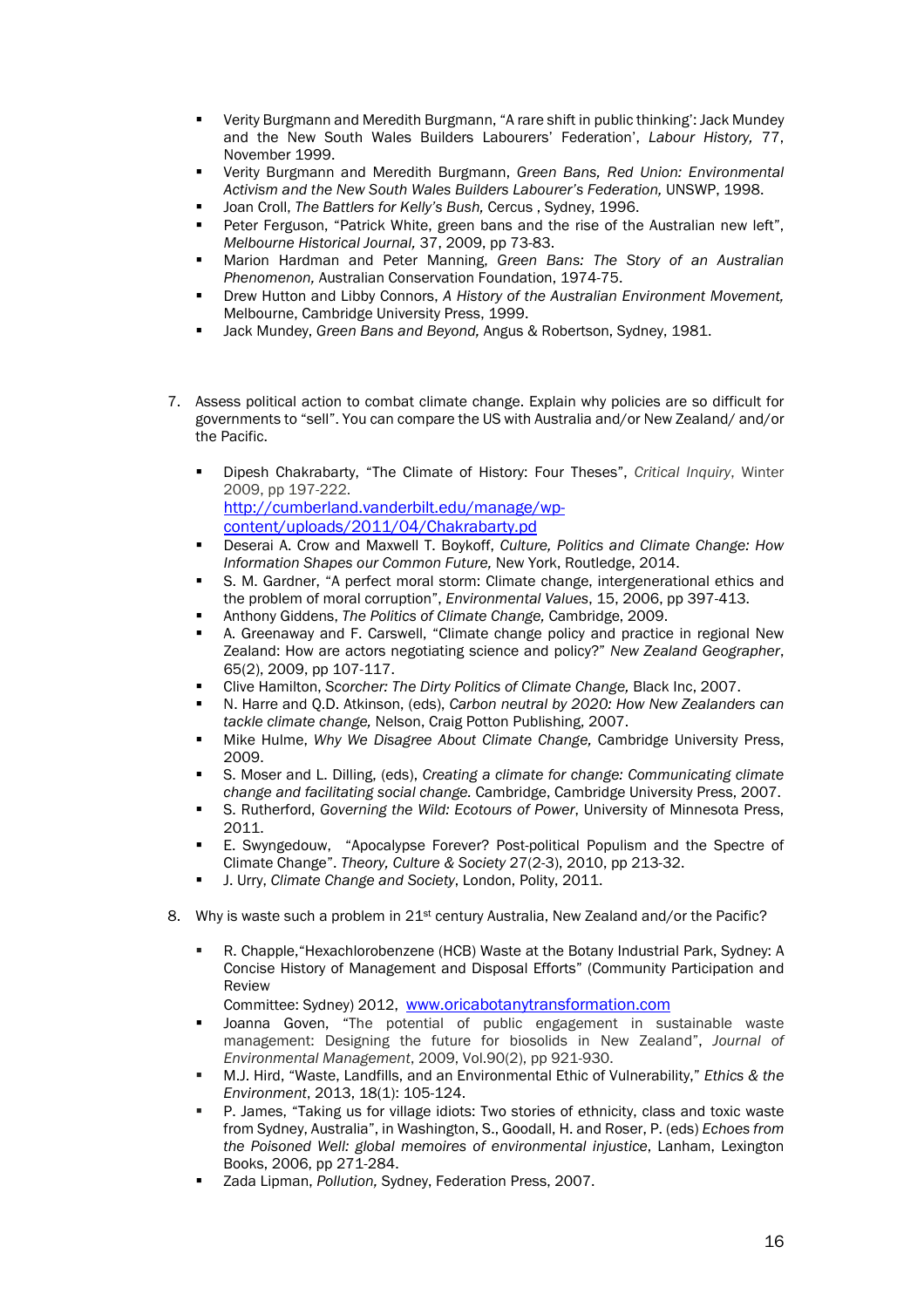- Verity Burgmann and Meredith Burgmann, "A rare shift in public thinking': Jack Mundey and the New South Wales Builders Labourers' Federation', *Labour History,* 77, November 1999.
- Verity Burgmann and Meredith Burgmann, *Green Bans, Red Union: Environmental Activism and the New South Wales Builders Labourer's Federation,* UNSWP, 1998.
- Joan Croll, *The Battlers for Kelly's Bush,* Cercus , Sydney, 1996.
- Peter Ferguson, "Patrick White, green bans and the rise of the Australian new left", *Melbourne Historical Journal,* 37, 2009, pp 73-83.
- Marion Hardman and Peter Manning, *Green Bans: The Story of an Australian Phenomenon,* Australian Conservation Foundation, 1974-75.
- Drew Hutton and Libby Connors, *A History of the Australian Environment Movement,* Melbourne, Cambridge University Press, 1999.
- Jack Mundey, *Green Bans and Beyond,* Angus & Robertson, Sydney, 1981.

7. Assess political action to combat climate change. Explain why policies are so difficult for governments to "sell". You can compare the US with Australia and/or New Zealand/ and/or the Pacific.

   - Dipesh Chakrabarty, "The Climate of History: Four Theses", *Critical Inquiry*, Winter 2009, pp 197-222. [http://cumberland.vanderbilt.edu/manage/wp-content/uploads/2011/04/Chakrabarty.pd](http://cumberland.vanderbilt.edu/manage/wp-content/uploads/2011/04/Chakrabarty.pd)
   - Deserai A. Crow and Maxwell T. Boykoff, *Culture, Politics and Climate Change: How Information Shapes our Common Future,* New York, Routledge, 2014.
   - S. M. Gardner, "A perfect moral storm: Climate change, intergenerational ethics and the problem of moral corruption", *Environmental Values*, 15, 2006, pp 397-413.
   - Anthony Giddens, *The Politics of Climate Change,* Cambridge, 2009.
   - A. Greenaway and F. Carswell, "Climate change policy and practice in regional New Zealand: How are actors negotiating science and policy?" *New Zealand Geographer*, 65(2), 2009, pp 107-117.
   - Clive Hamilton, *Scorcher: The Dirty Politics of Climate Change,* Black Inc, 2007.
   - N. Harre and Q.D. Atkinson, (eds), *Carbon neutral by 2020: How New Zealanders can tackle climate change,* Nelson, Craig Potton Publishing, 2007.
   - Mike Hulme, *Why We Disagree About Climate Change,* Cambridge University Press, 2009.
   - S. Moser and L. Dilling, (eds), *Creating a climate for change: Communicating climate change and facilitating social change.* Cambridge, Cambridge University Press, 2007.
   - S. Rutherford, *Governing the Wild: Ecotours of Power*, University of Minnesota Press, 2011.
   - E. Swyngedouw, "Apocalypse Forever? Post-political Populism and the Spectre of Climate Change". *Theory, Culture & Society* 27(2-3), 2010, pp 213-32.
   - J. Urry, *Climate Change and Society*, London, Polity, 2011.

8. Why is waste such a problem in 21st century Australia, New Zealand and/or the Pacific?

   - R. Chapple,"Hexachlorobenzene (HCB) Waste at the Botany Industrial Park, Sydney: A Concise History of Management and Disposal Efforts" (Community Participation and Review Committee: Sydney) 2012, [www.oricabotanytransformation.com](http://www.oricabotanytransformation.com)
   - Joanna Goven, "The potential of public engagement in sustainable waste management: Designing the future for biosolids in New Zealand", *Journal of Environmental Management*, 2009, Vol.90(2), pp 921-930.
   - M.J. Hird, "Waste, Landfills, and an Environmental Ethic of Vulnerability," *Ethics & the Environment*, 2013, 18(1): 105-124.
   - P. James, "Taking us for village idiots: Two stories of ethnicity, class and toxic waste from Sydney, Australia", in Washington, S., Goodall, H. and Roser, P. (eds) *Echoes from the Poisoned Well: global memoires of environmental injustice*, Lanham, Lexington Books, 2006, pp 271-284.
   - Zada Lipman, *Pollution,* Sydney, Federation Press, 2007.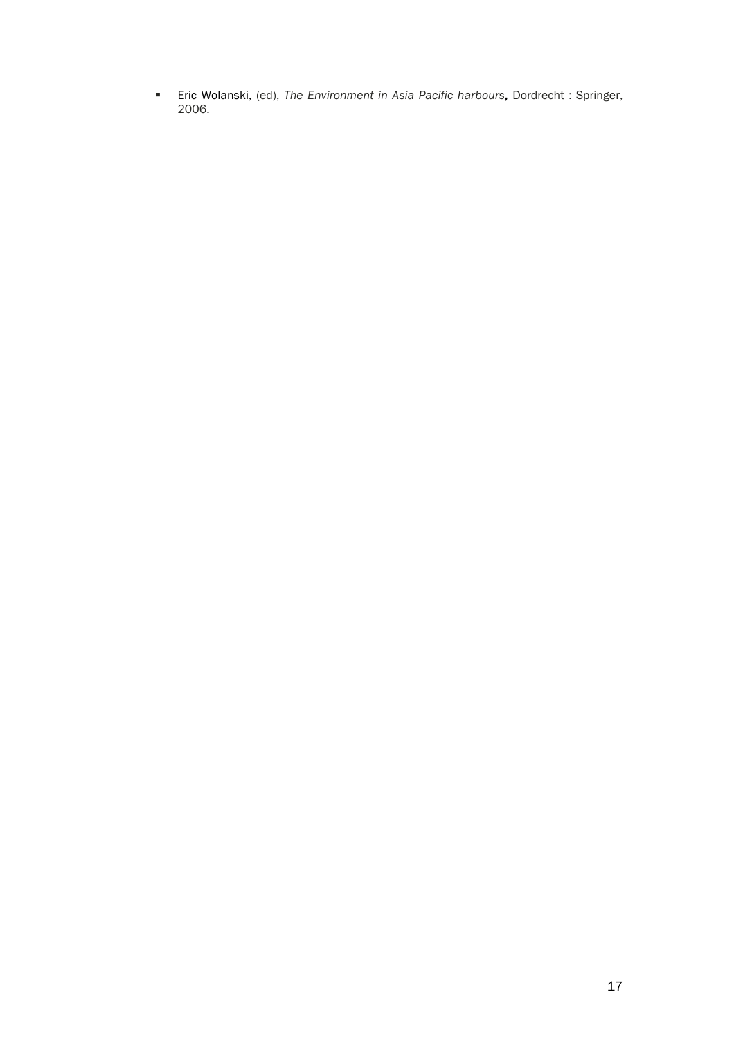- Eric Wolanski, (ed), *The Environment in Asia Pacific harbours*, Dordrecht : Springer, 2006.